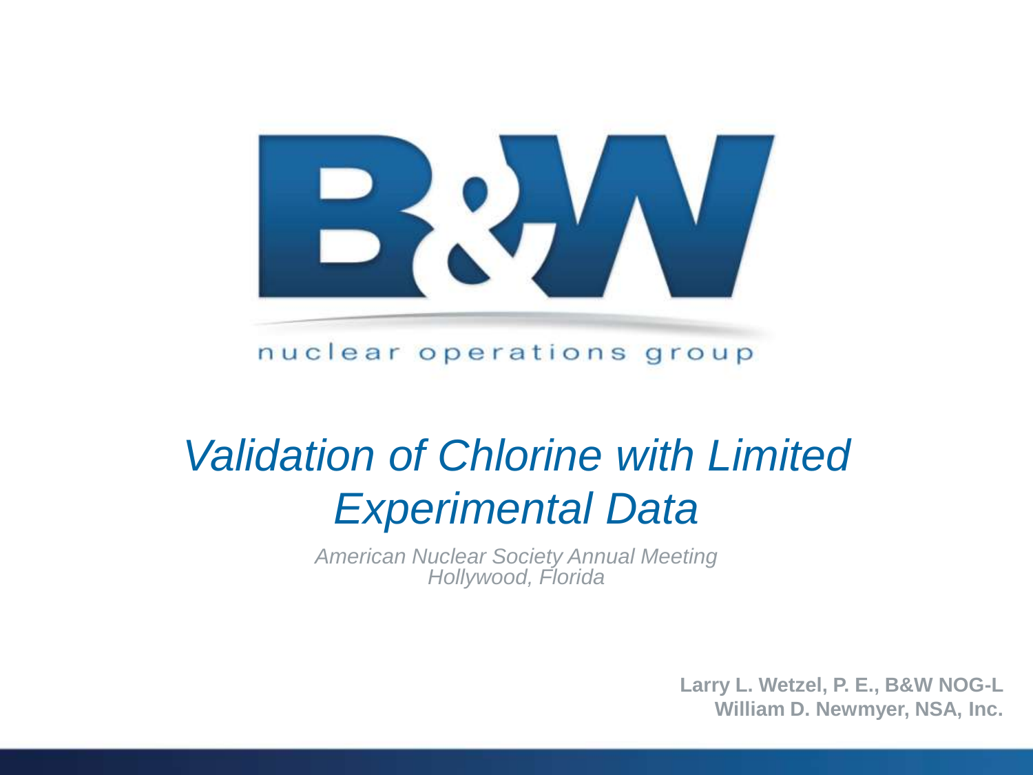B&W

nuclear operations group

# *Validation of Chlorine with Limited Experimental Data*

*American Nuclear Society Annual Meeting*
*Hollywood, Florida*

**Larry L. Wetzel, P. E., B&W NOG-L**
**William D. Newmyer, NSA, Inc.**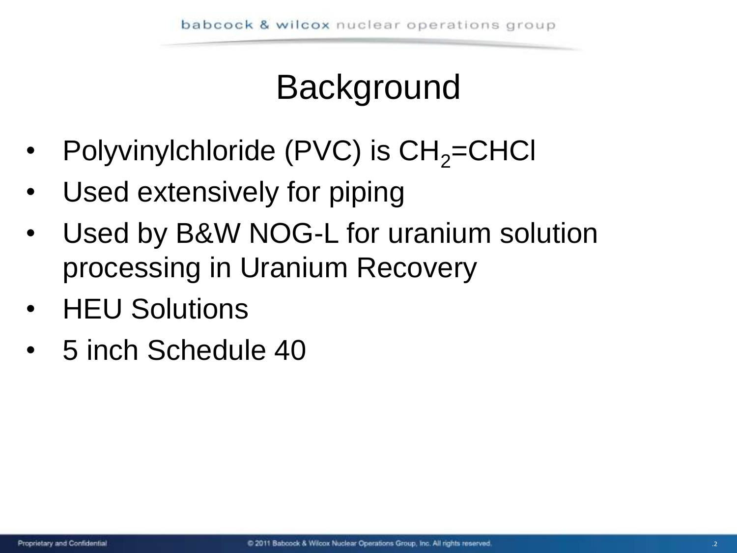# Background

- Polyvinylchloride (PVC) is $CH_2$=CHCl
- Used extensively for piping
- Used by B&W NOG-L for uranium solution processing in Uranium Recovery
- HEU Solutions
- 5 inch Schedule 40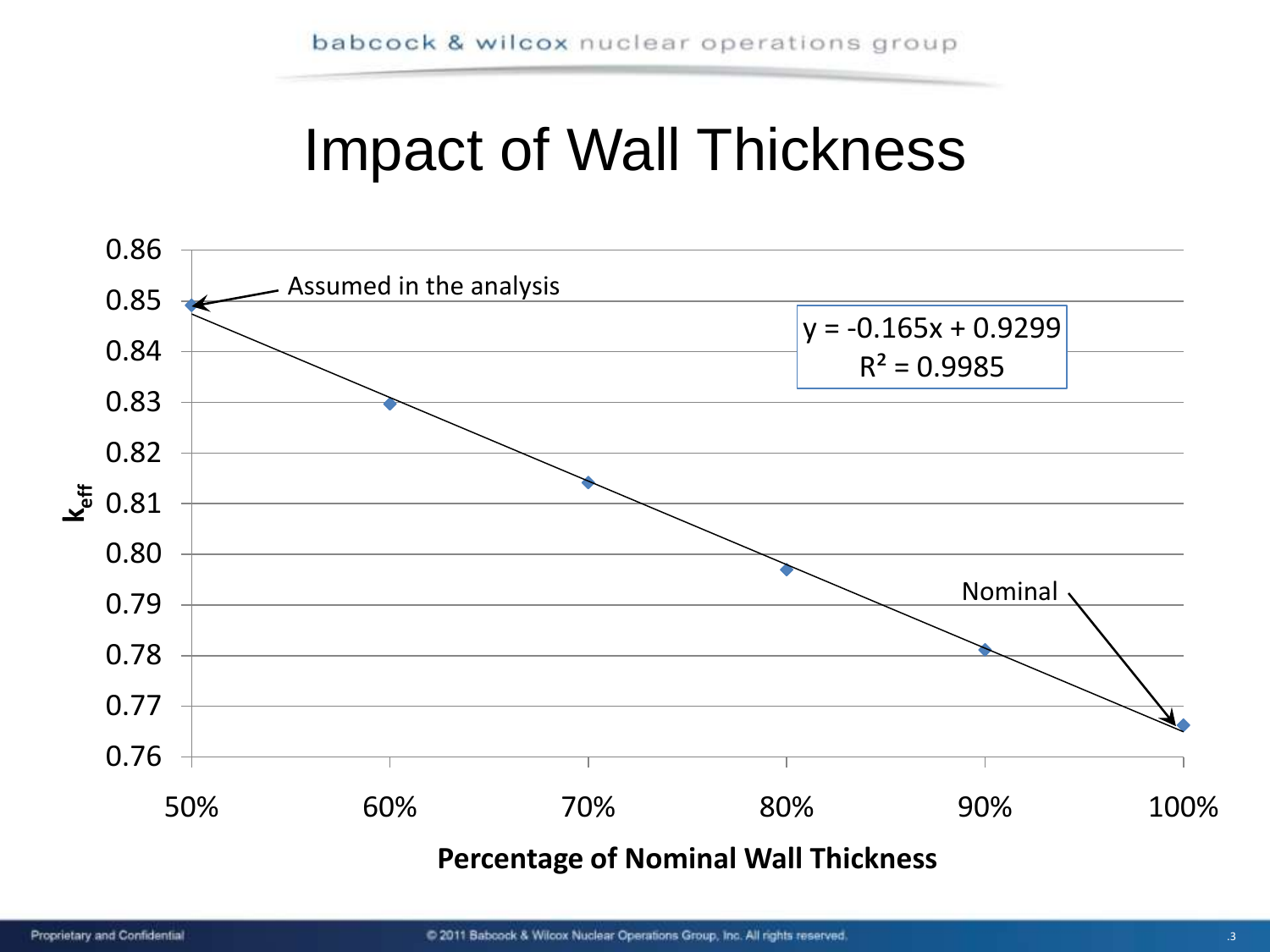# Impact of Wall Thickness

0.86
0.85
0.84
0.83
0.82
$k_{eff}$ 0.81
0.80
0.79
0.78
0.77
0.76

Assumed in the analysis

$y = -0.165x + 0.9299$
$R^2 = 0.9985$

Nominal

50% 60% 70% 80% 90% 100%

**Percentage of Nominal Wall Thickness**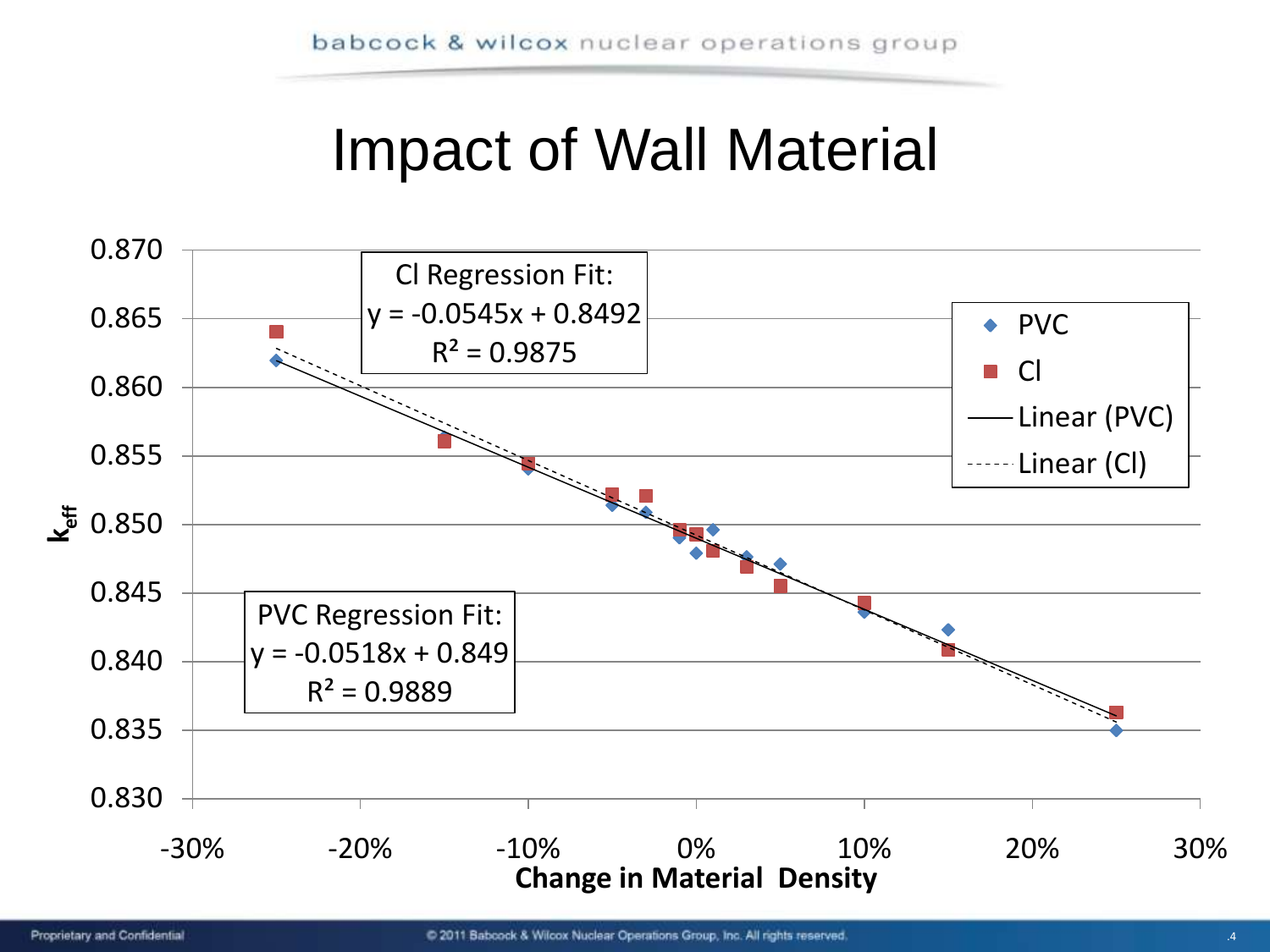# Impact of Wall Material

Cl Regression Fit:
$y = -0.0545x + 0.8492$
$R^2 = 0.9875$

PVC Regression Fit:
$y = -0.0518x + 0.849$
$R^2 = 0.9889$

Legend: PVC, Cl, Linear (PVC), Linear (Cl)

$k_{eff}$ (0.830 – 0.870) vs. **Change in Material Density** (-30% – 30%)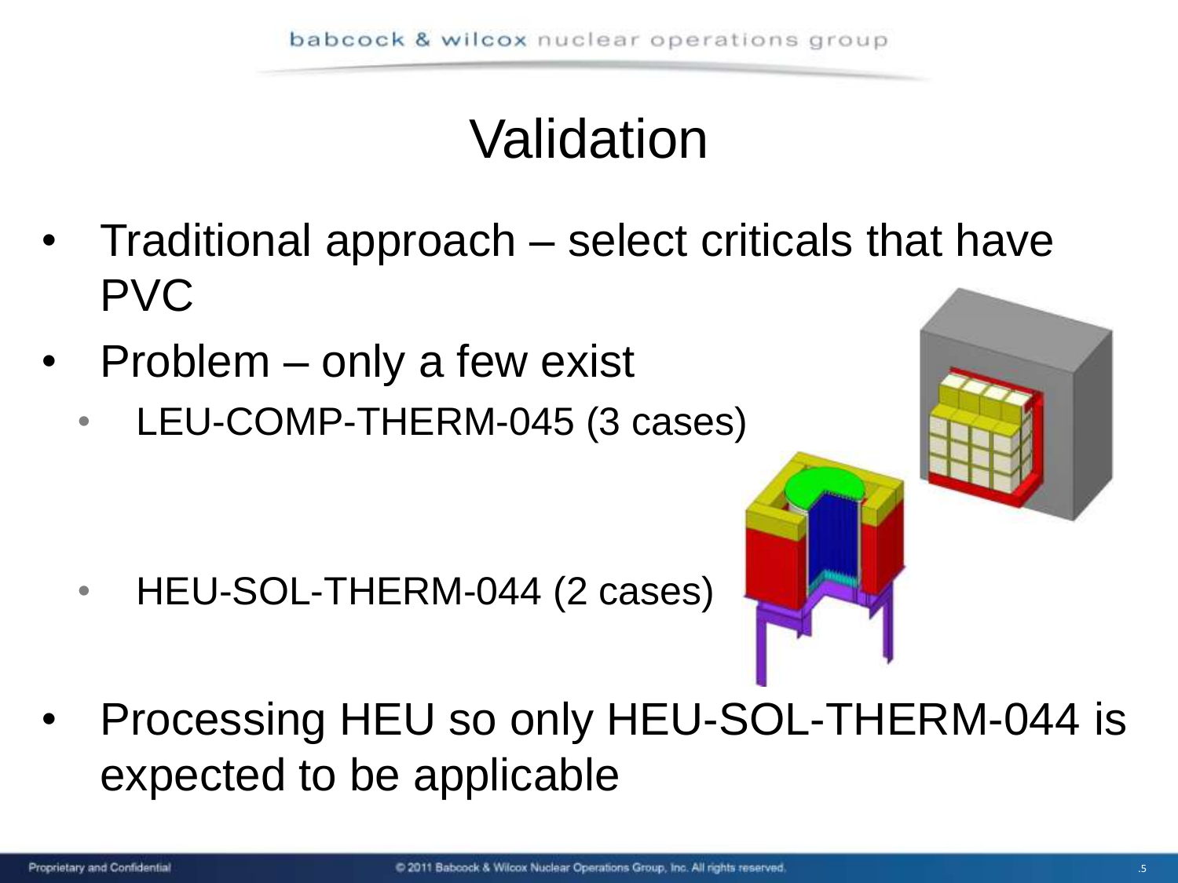# Validation

- Traditional approach – select criticals that have PVC
- Problem – only a few exist
  - LEU-COMP-THERM-045 (3 cases)
  - HEU-SOL-THERM-044 (2 cases)
- Processing HEU so only HEU-SOL-THERM-044 is expected to be applicable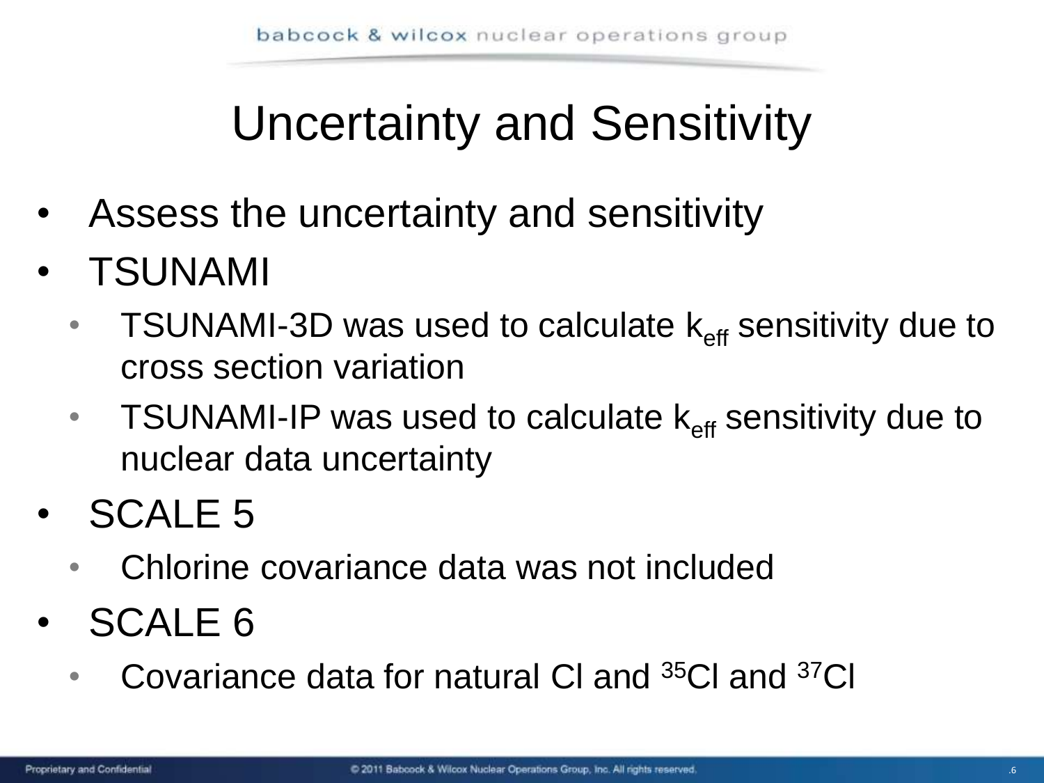# Uncertainty and Sensitivity

- Assess the uncertainty and sensitivity
- TSUNAMI
  - TSUNAMI-3D was used to calculate $k_{eff}$ sensitivity due to cross section variation
  - TSUNAMI-IP was used to calculate $k_{eff}$ sensitivity due to nuclear data uncertainty
- SCALE 5
  - Chlorine covariance data was not included
- SCALE 6
  - Covariance data for natural Cl and $^{35}Cl$ and $^{37}Cl$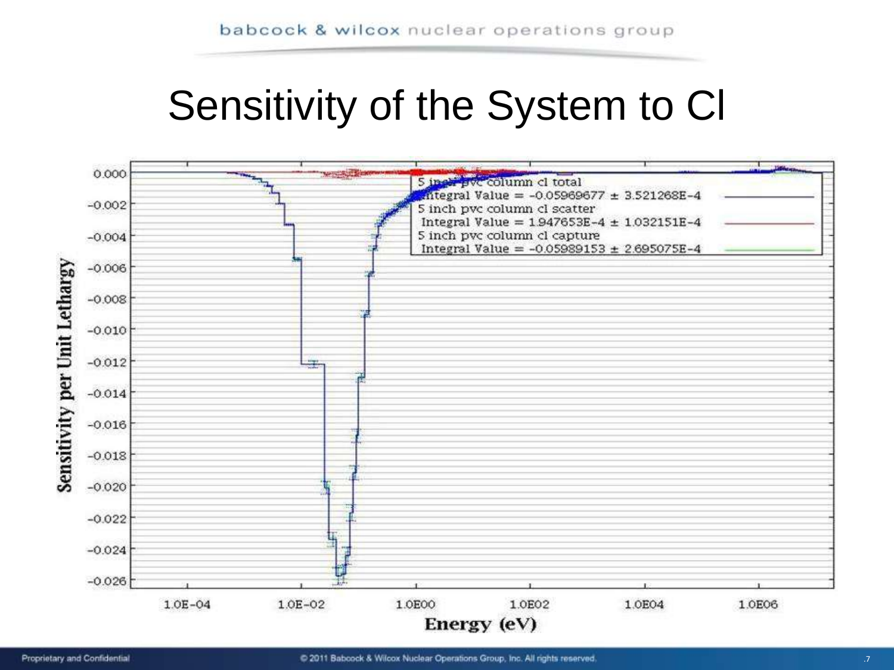# Sensitivity of the System to Cl

Sensitivity per Unit Lethargy

Energy (eV)

5 inch pvc column cl total
Integral Value = -0.05969677 ± 3.521268E-4

5 inch pvc column cl scatter
Integral Value = 1.947653E-4 ± 1.032151E-4

5 inch pvc column cl capture
Integral Value = -0.05989153 ± 2.695075E-4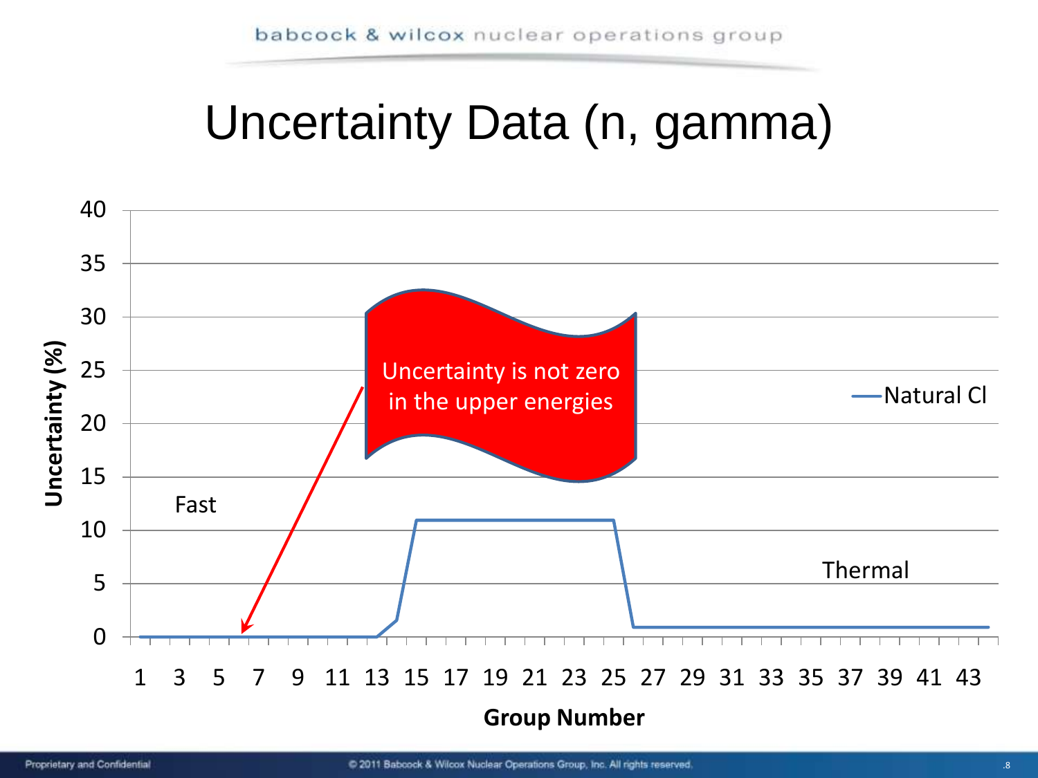# Uncertainty Data (n, gamma)

Uncertainty (%)

40
35
30
25
20
15
10
5
0

Fast

Uncertainty is not zero in the upper energies

Natural Cl

Thermal

1 3 5 7 9 11 13 15 17 19 21 23 25 27 29 31 33 35 37 39 41 43

Group Number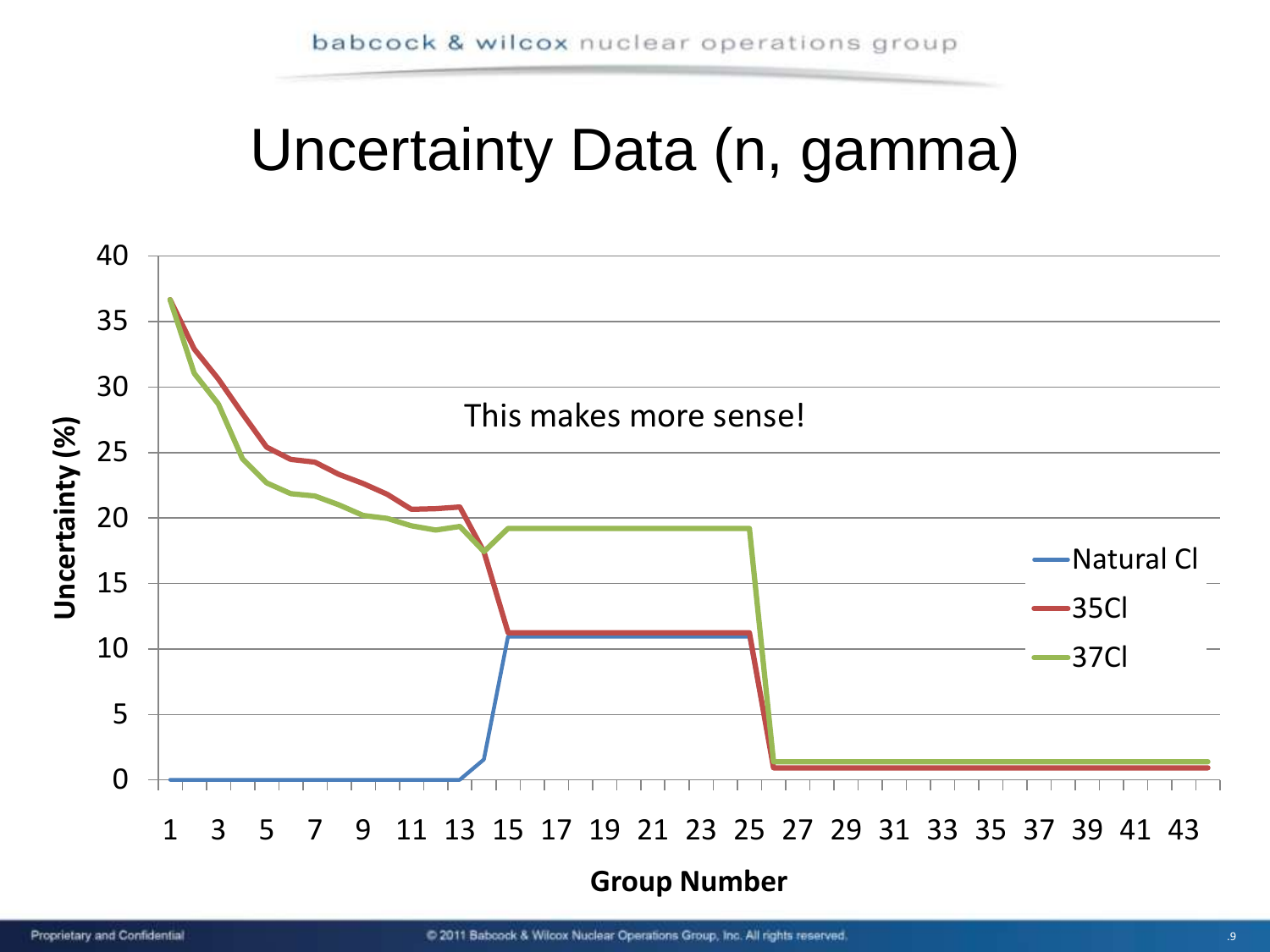# Uncertainty Data (n, gamma)

This makes more sense!

Uncertainty (%)

Group Number

Natural Cl

35Cl

37Cl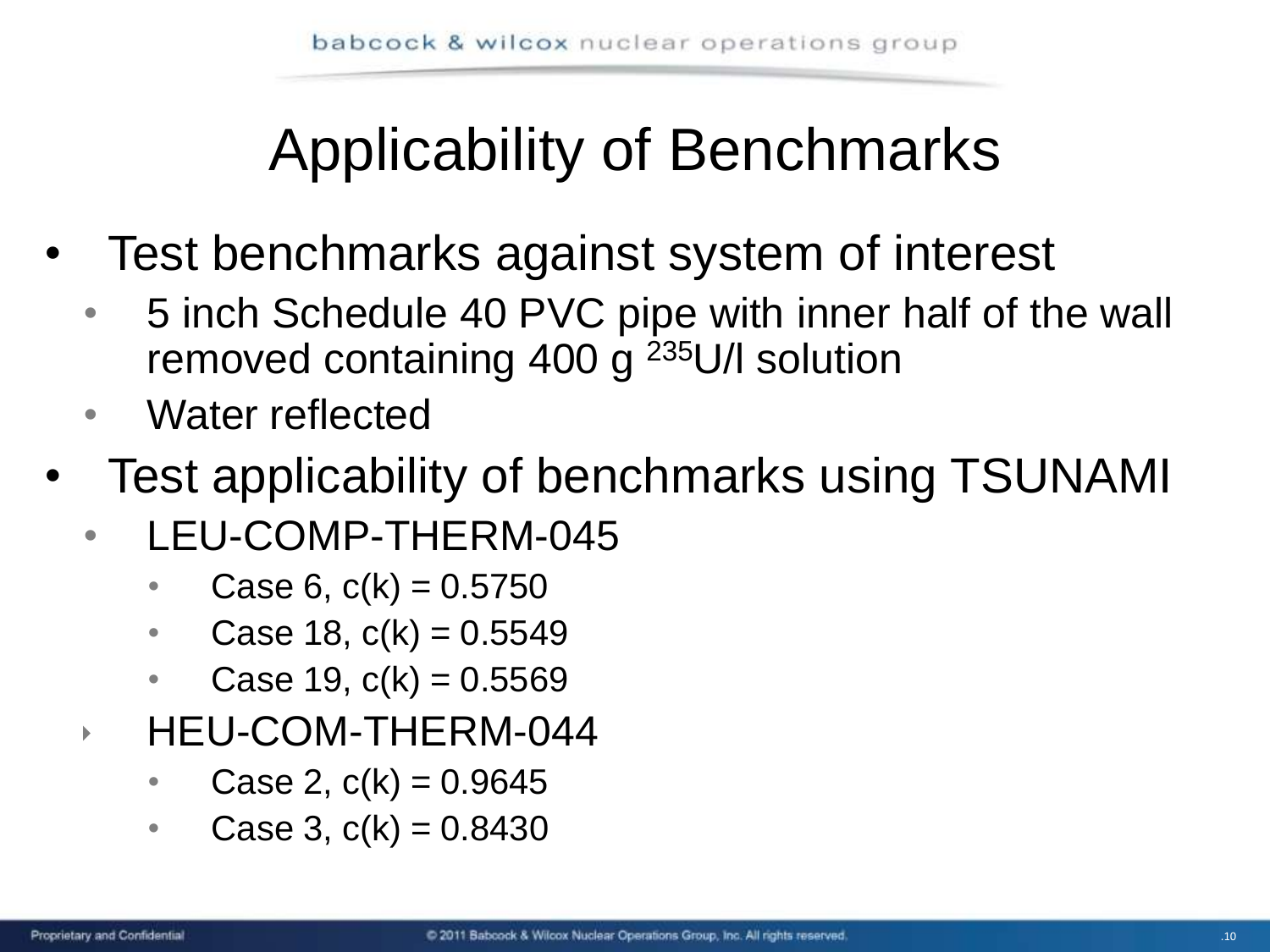# Applicability of Benchmarks

- Test benchmarks against system of interest
  - 5 inch Schedule 40 PVC pipe with inner half of the wall removed containing 400 g $^{235}$U/l solution
  - Water reflected
- Test applicability of benchmarks using TSUNAMI
  - LEU-COMP-THERM-045
    - Case 6, c(k) = 0.5750
    - Case 18, c(k) = 0.5549
    - Case 19, c(k) = 0.5569
  - HEU-COM-THERM-044
    - Case 2, c(k) = 0.9645
    - Case 3, c(k) = 0.8430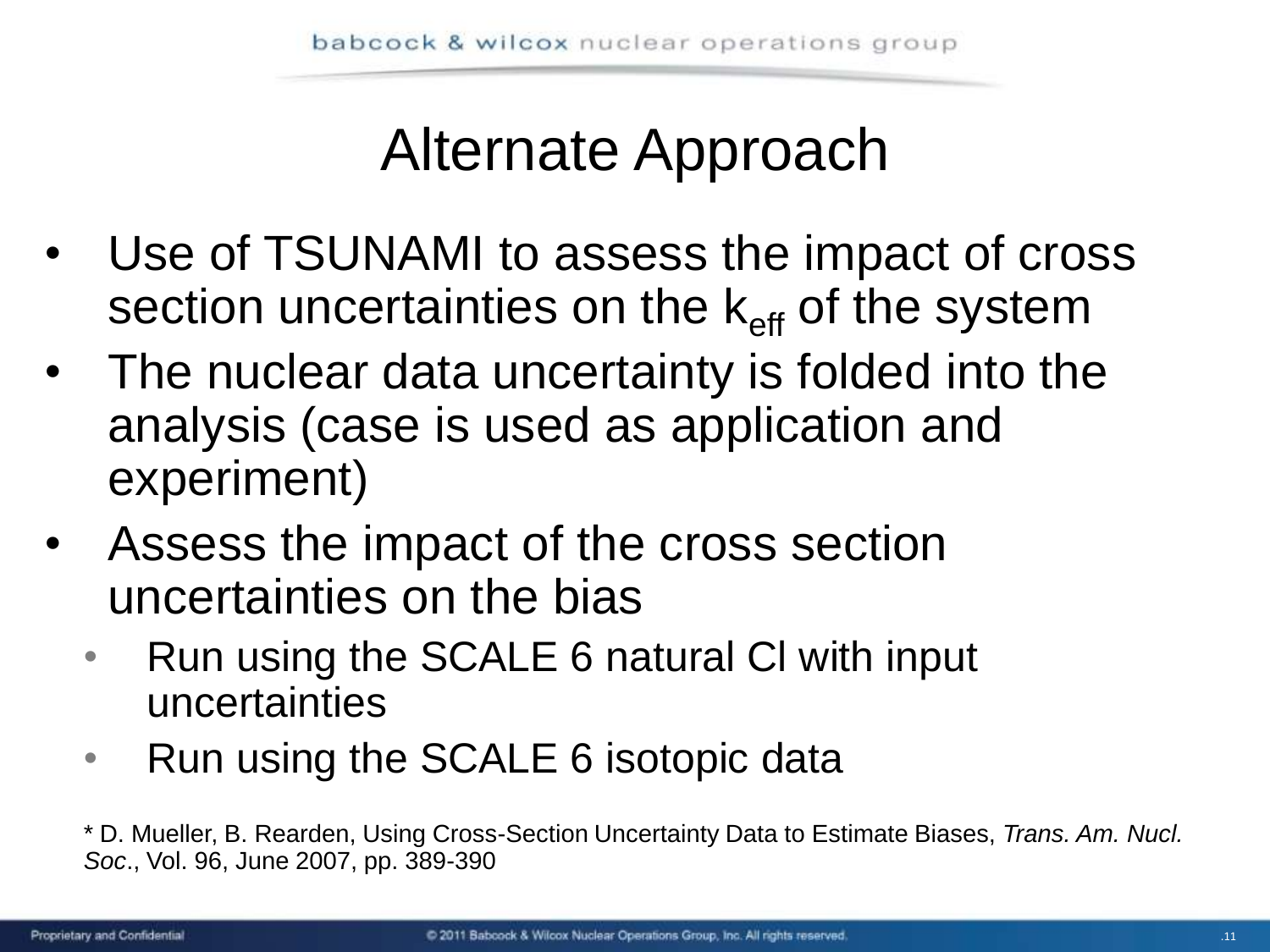# Alternate Approach

- Use of TSUNAMI to assess the impact of cross section uncertainties on the $k_{eff}$ of the system
- The nuclear data uncertainty is folded into the analysis (case is used as application and experiment)
- Assess the impact of the cross section uncertainties on the bias
  - Run using the SCALE 6 natural Cl with input uncertainties
  - Run using the SCALE 6 isotopic data

* D. Mueller, B. Rearden, Using Cross-Section Uncertainty Data to Estimate Biases, *Trans. Am. Nucl. Soc*., Vol. 96, June 2007, pp. 389-390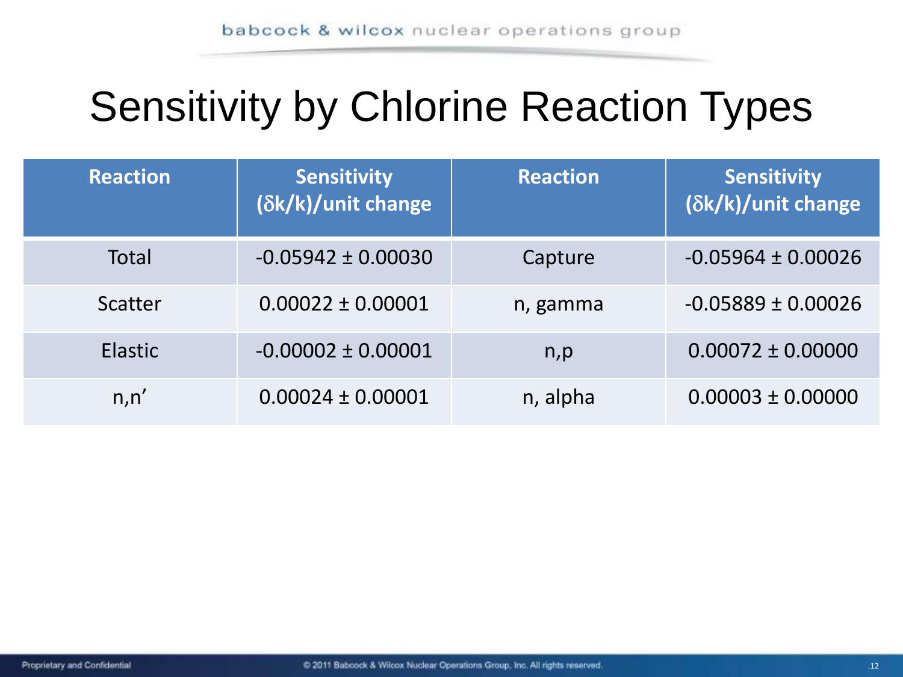# Sensitivity by Chlorine Reaction Types

| Reaction | Sensitivity $(\delta k/k)$/unit change | Reaction | Sensitivity $(\delta k/k)$/unit change |
|---|---|---|---|
| Total | -0.05942 ± 0.00030 | Capture | -0.05964 ± 0.00026 |
| Scatter | 0.00022 ± 0.00001 | n, gamma | -0.05889 ± 0.00026 |
| Elastic | -0.00002 ± 0.00001 | n,p | 0.00072 ± 0.00000 |
| n,n’ | 0.00024 ± 0.00001 | n, alpha | 0.00003 ± 0.00000 |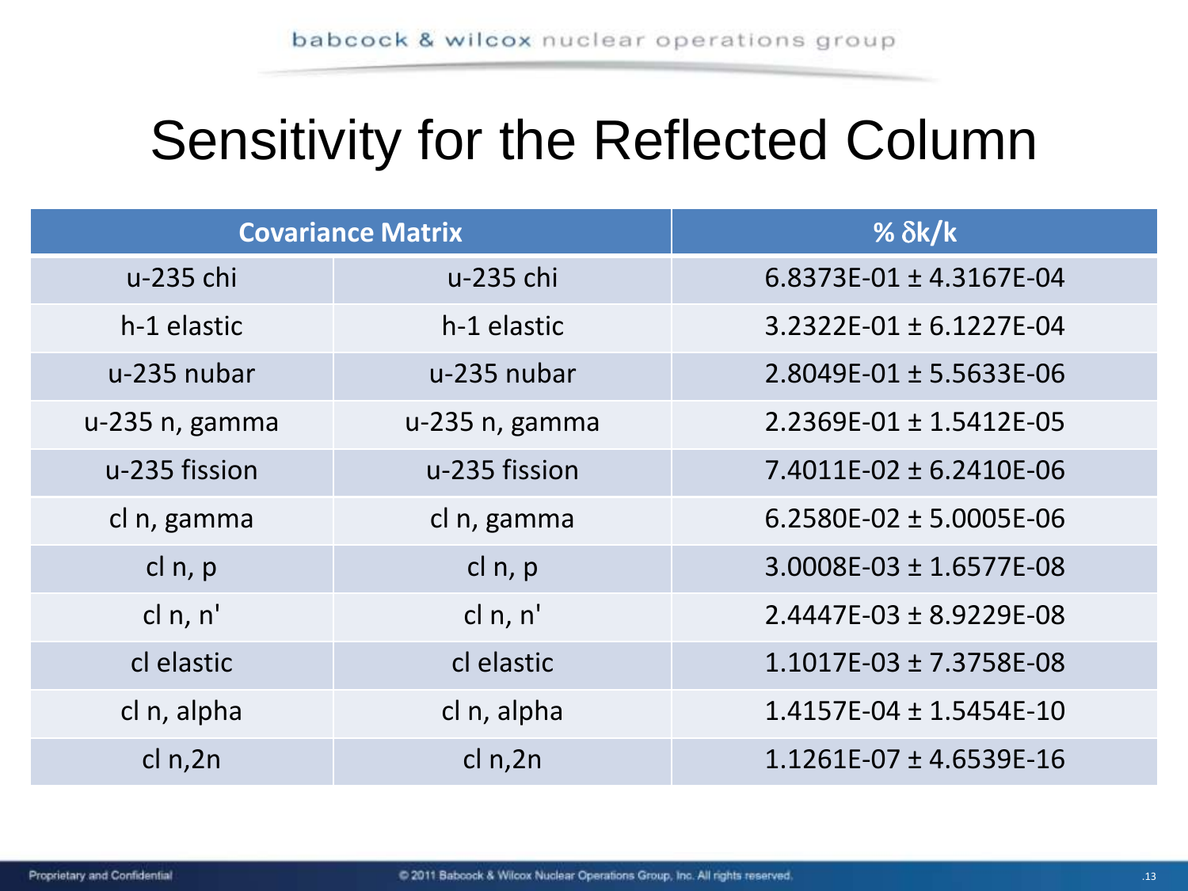# Sensitivity for the Reflected Column

| Covariance Matrix | | % $\delta k/k$ |
|---|---|---|
| u-235 chi | u-235 chi | 6.8373E-01 ± 4.3167E-04 |
| h-1 elastic | h-1 elastic | 3.2322E-01 ± 6.1227E-04 |
| u-235 nubar | u-235 nubar | 2.8049E-01 ± 5.5633E-06 |
| u-235 n, gamma | u-235 n, gamma | 2.2369E-01 ± 1.5412E-05 |
| u-235 fission | u-235 fission | 7.4011E-02 ± 6.2410E-06 |
| cl n, gamma | cl n, gamma | 6.2580E-02 ± 5.0005E-06 |
| cl n, p | cl n, p | 3.0008E-03 ± 1.6577E-08 |
| cl n, n' | cl n, n' | 2.4447E-03 ± 8.9229E-08 |
| cl elastic | cl elastic | 1.1017E-03 ± 7.3758E-08 |
| cl n, alpha | cl n, alpha | 1.4157E-04 ± 1.5454E-10 |
| cl n,2n | cl n,2n | 1.1261E-07 ± 4.6539E-16 |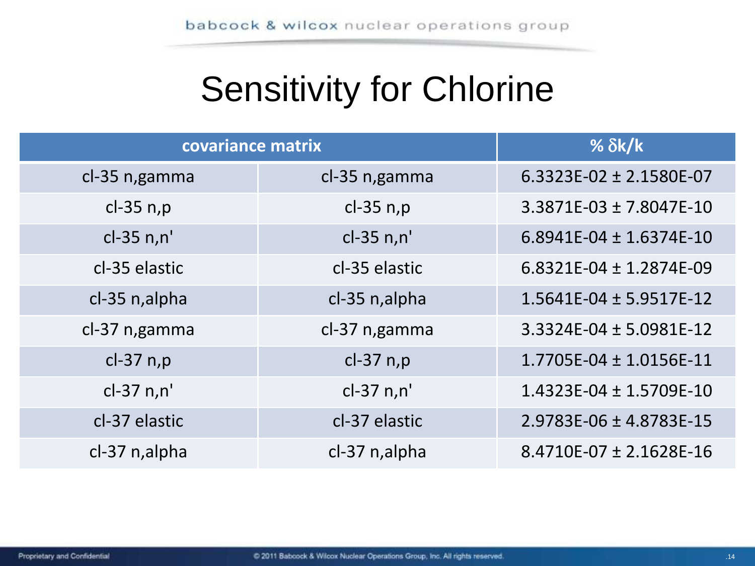# Sensitivity for Chlorine

| covariance matrix | | % $\delta k/k$ |
|---|---|---|
| cl-35 n,gamma | cl-35 n,gamma | 6.3323E-02 ± 2.1580E-07 |
| cl-35 n,p | cl-35 n,p | 3.3871E-03 ± 7.8047E-10 |
| cl-35 n,n' | cl-35 n,n' | 6.8941E-04 ± 1.6374E-10 |
| cl-35 elastic | cl-35 elastic | 6.8321E-04 ± 1.2874E-09 |
| cl-35 n,alpha | cl-35 n,alpha | 1.5641E-04 ± 5.9517E-12 |
| cl-37 n,gamma | cl-37 n,gamma | 3.3324E-04 ± 5.0981E-12 |
| cl-37 n,p | cl-37 n,p | 1.7705E-04 ± 1.0156E-11 |
| cl-37 n,n' | cl-37 n,n' | 1.4323E-04 ± 1.5709E-10 |
| cl-37 elastic | cl-37 elastic | 2.9783E-06 ± 4.8783E-15 |
| cl-37 n,alpha | cl-37 n,alpha | 8.4710E-07 ± 2.1628E-16 |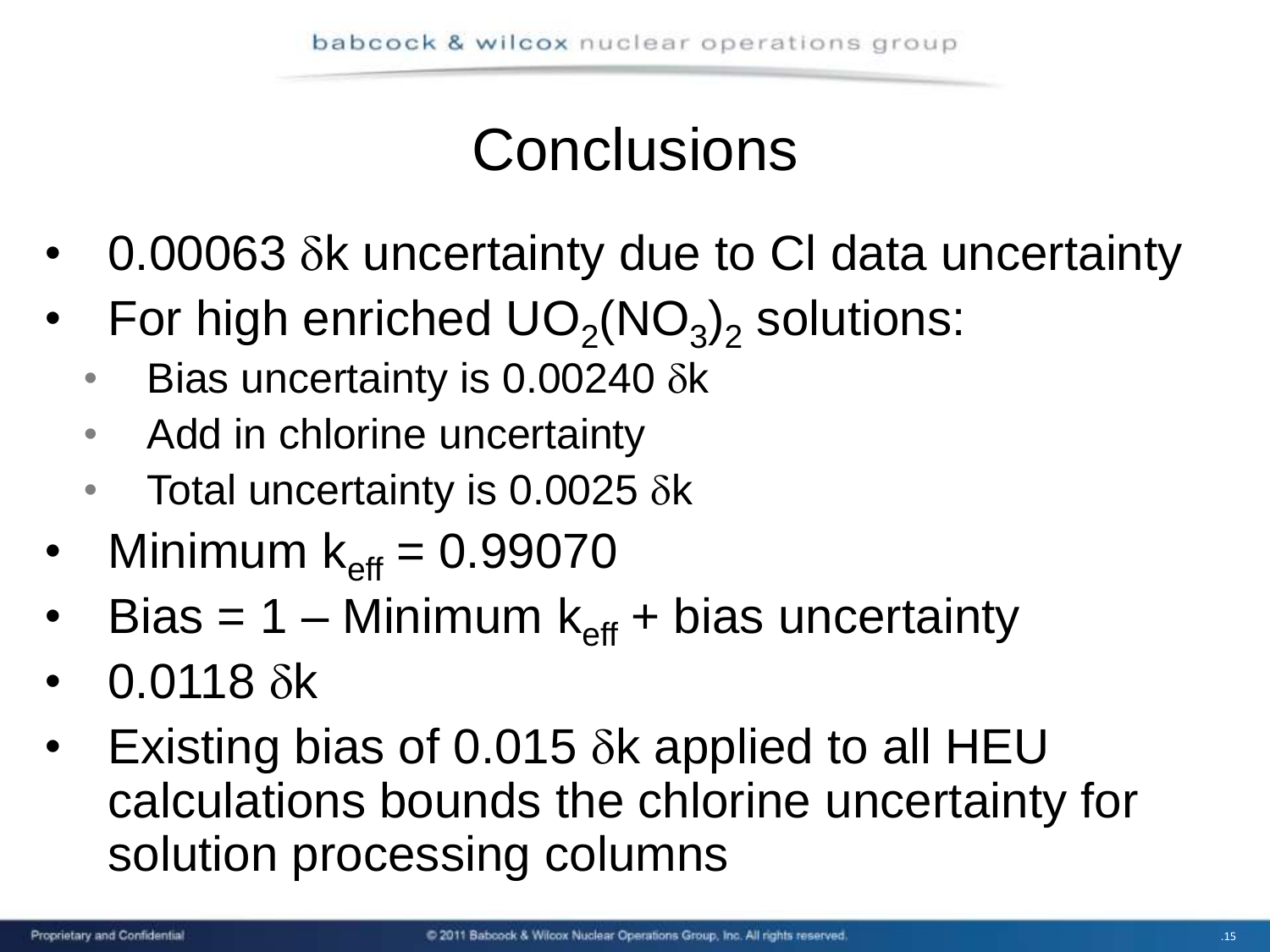# Conclusions

- 0.00063 $\delta$k uncertainty due to Cl data uncertainty
- For high enriched $UO_2(NO_3)_2$ solutions:
  - Bias uncertainty is 0.00240 $\delta$k
  - Add in chlorine uncertainty
  - Total uncertainty is 0.0025 $\delta$k
- Minimum $k_{eff}$ = 0.99070
- Bias = 1 – Minimum $k_{eff}$ + bias uncertainty
- 0.0118 $\delta$k
- Existing bias of 0.015 $\delta$k applied to all HEU calculations bounds the chlorine uncertainty for solution processing columns